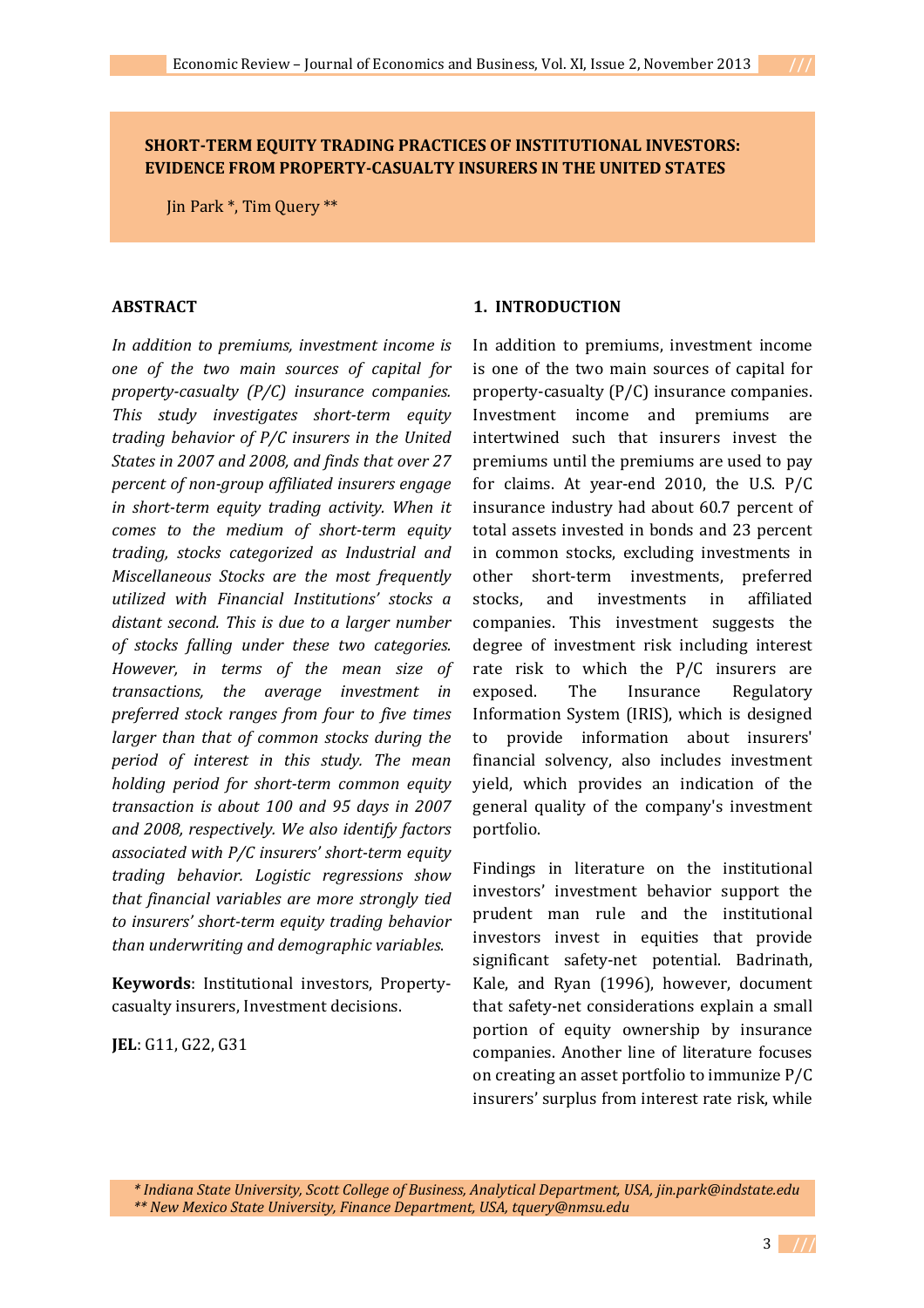# SHORT-TERM EQUITY TRADING PRACTICES OF INSTITUTIONAL INVESTORS: EVIDENCE FROM PROPERTY-CASUALTY INSURERS IN THE UNITED STATES

Jin Park *, Tim Query **

## ABSTRACT

*In addition to premiums, investment income is one of the two main sources of capital for property-casualty (P/C) insurance companies. This study investigates short-term equity trading behavior of P/C insurers in the United States in 2007 and 2008, and finds that over 27 percent of non-group affiliated insurers engage in short-term equity trading activity. When it comes to the medium of short-term equity trading, stocks categorized as Industrial and Miscellaneous Stocks are the most frequently utilized with Financial Institutions' stocks a distant second. This is due to a larger number of stocks falling under these two categories. However, in terms of the mean size of transactions, the average investment in preferred stock ranges from four to five times larger than that of common stocks during the period of interest in this study. The mean holding period for short-term common equity transaction is about 100 and 95 days in 2007 and 2008, respectively. We also identify factors associated with P/C insurers' short-term equity trading behavior. Logistic regressions show that financial variables are more strongly tied to insurers' short-term equity trading behavior than underwriting and demographic variables.*

**Keywords**: Institutional investors, Property-casualty insurers, Investment decisions.

**JEL**: G11, G22, G31

## 1. INTRODUCTION

In addition to premiums, investment income is one of the two main sources of capital for property-casualty (P/C) insurance companies. Investment income and premiums are intertwined such that insurers invest the premiums until the premiums are used to pay for claims. At year-end 2010, the U.S. P/C insurance industry had about 60.7 percent of total assets invested in bonds and 23 percent in common stocks, excluding investments in other short-term investments, preferred stocks, and investments in affiliated companies. This investment suggests the degree of investment risk including interest rate risk to which the P/C insurers are exposed. The Insurance Regulatory Information System (IRIS), which is designed to provide information about insurers' financial solvency, also includes investment yield, which provides an indication of the general quality of the company's investment portfolio.

Findings in literature on the institutional investors' investment behavior support the prudent man rule and the institutional investors invest in equities that provide significant safety-net potential. Badrinath, Kale, and Ryan (1996), however, document that safety-net considerations explain a small portion of equity ownership by insurance companies. Another line of literature focuses on creating an asset portfolio to immunize P/C insurers' surplus from interest rate risk, while

*\* Indiana State University, Scott College of Business, Analytical Department, USA, jin.park@indstate.edu*
*\*\* New Mexico State University, Finance Department, USA, tquery@nmsu.edu*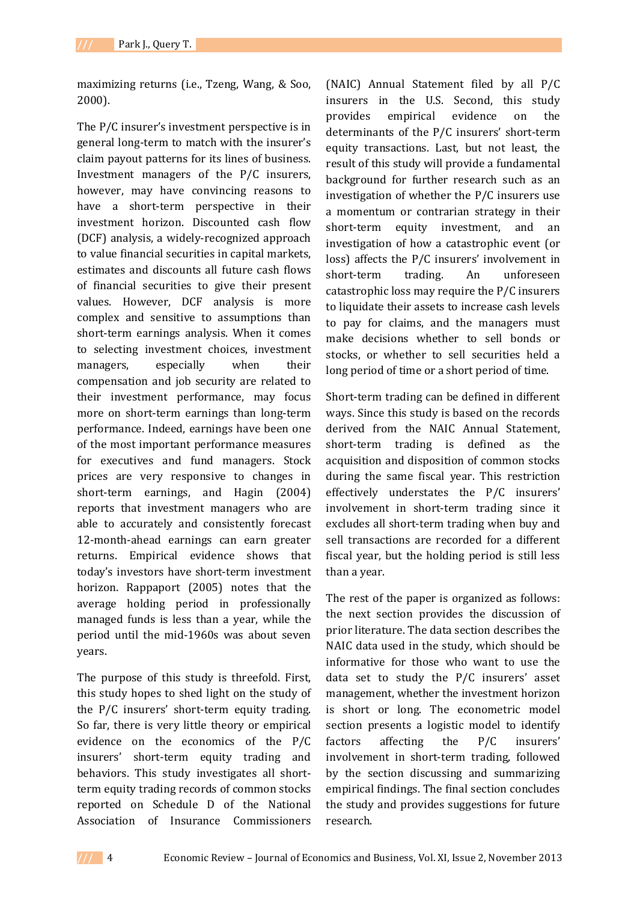maximizing returns (i.e., Tzeng, Wang, & Soo, 2000).

The P/C insurer's investment perspective is in general long-term to match with the insurer's claim payout patterns for its lines of business. Investment managers of the P/C insurers, however, may have convincing reasons to have a short-term perspective in their investment horizon. Discounted cash flow (DCF) analysis, a widely-recognized approach to value financial securities in capital markets, estimates and discounts all future cash flows of financial securities to give their present values. However, DCF analysis is more complex and sensitive to assumptions than short-term earnings analysis. When it comes to selecting investment choices, investment managers, especially when their compensation and job security are related to their investment performance, may focus more on short-term earnings than long-term performance. Indeed, earnings have been one of the most important performance measures for executives and fund managers. Stock prices are very responsive to changes in short-term earnings, and Hagin (2004) reports that investment managers who are able to accurately and consistently forecast 12-month-ahead earnings can earn greater returns. Empirical evidence shows that today's investors have short-term investment horizon. Rappaport (2005) notes that the average holding period in professionally managed funds is less than a year, while the period until the mid-1960s was about seven years.

The purpose of this study is threefold. First, this study hopes to shed light on the study of the P/C insurers' short-term equity trading. So far, there is very little theory or empirical evidence on the economics of the P/C insurers' short-term equity trading and behaviors. This study investigates all short-term equity trading records of common stocks reported on Schedule D of the National Association of Insurance Commissioners (NAIC) Annual Statement filed by all P/C insurers in the U.S. Second, this study provides empirical evidence on the determinants of the P/C insurers' short-term equity transactions. Last, but not least, the result of this study will provide a fundamental background for further research such as an investigation of whether the P/C insurers use a momentum or contrarian strategy in their short-term equity investment, and an investigation of how a catastrophic event (or loss) affects the P/C insurers' involvement in short-term trading. An unforeseen catastrophic loss may require the P/C insurers to liquidate their assets to increase cash levels to pay for claims, and the managers must make decisions whether to sell bonds or stocks, or whether to sell securities held a long period of time or a short period of time.

Short-term trading can be defined in different ways. Since this study is based on the records derived from the NAIC Annual Statement, short-term trading is defined as the acquisition and disposition of common stocks during the same fiscal year. This restriction effectively understates the P/C insurers' involvement in short-term trading since it excludes all short-term trading when buy and sell transactions are recorded for a different fiscal year, but the holding period is still less than a year.

The rest of the paper is organized as follows: the next section provides the discussion of prior literature. The data section describes the NAIC data used in the study, which should be informative for those who want to use the data set to study the P/C insurers' asset management, whether the investment horizon is short or long. The econometric model section presents a logistic model to identify factors affecting the P/C insurers' involvement in short-term trading, followed by the section discussing and summarizing empirical findings. The final section concludes the study and provides suggestions for future research.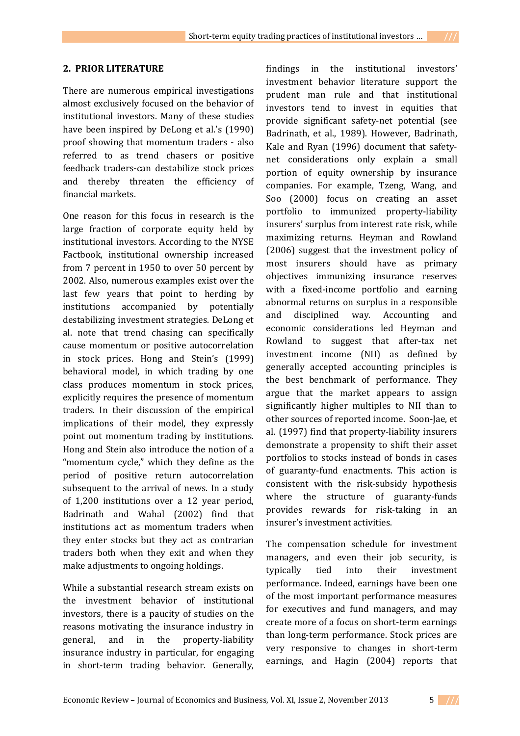## 2. PRIOR LITERATURE

There are numerous empirical investigations almost exclusively focused on the behavior of institutional investors. Many of these studies have been inspired by DeLong et al.'s (1990) proof showing that momentum traders - also referred to as trend chasers or positive feedback traders-can destabilize stock prices and thereby threaten the efficiency of financial markets.

One reason for this focus in research is the large fraction of corporate equity held by institutional investors. According to the NYSE Factbook, institutional ownership increased from 7 percent in 1950 to over 50 percent by 2002. Also, numerous examples exist over the last few years that point to herding by institutions accompanied by potentially destabilizing investment strategies. DeLong et al. note that trend chasing can specifically cause momentum or positive autocorrelation in stock prices. Hong and Stein's (1999) behavioral model, in which trading by one class produces momentum in stock prices, explicitly requires the presence of momentum traders. In their discussion of the empirical implications of their model, they expressly point out momentum trading by institutions. Hong and Stein also introduce the notion of a "momentum cycle," which they define as the period of positive return autocorrelation subsequent to the arrival of news. In a study of 1,200 institutions over a 12 year period, Badrinath and Wahal (2002) find that institutions act as momentum traders when they enter stocks but they act as contrarian traders both when they exit and when they make adjustments to ongoing holdings.

While a substantial research stream exists on the investment behavior of institutional investors, there is a paucity of studies on the reasons motivating the insurance industry in general, and in the property-liability insurance industry in particular, for engaging in short-term trading behavior. Generally, findings in the institutional investors' investment behavior literature support the prudent man rule and that institutional investors tend to invest in equities that provide significant safety-net potential (see Badrinath, et al., 1989). However, Badrinath, Kale and Ryan (1996) document that safety-net considerations only explain a small portion of equity ownership by insurance companies. For example, Tzeng, Wang, and Soo (2000) focus on creating an asset portfolio to immunized property-liability insurers' surplus from interest rate risk, while maximizing returns. Heyman and Rowland (2006) suggest that the investment policy of most insurers should have as primary objectives immunizing insurance reserves with a fixed-income portfolio and earning abnormal returns on surplus in a responsible and disciplined way. Accounting and economic considerations led Heyman and Rowland to suggest that after-tax net investment income (NII) as defined by generally accepted accounting principles is the best benchmark of performance. They argue that the market appears to assign significantly higher multiples to NII than to other sources of reported income. Soon-Jae, et al. (1997) find that property-liability insurers demonstrate a propensity to shift their asset portfolios to stocks instead of bonds in cases of guaranty-fund enactments. This action is consistent with the risk-subsidy hypothesis where the structure of guaranty-funds provides rewards for risk-taking in an insurer's investment activities.

The compensation schedule for investment managers, and even their job security, is typically tied into their investment performance. Indeed, earnings have been one of the most important performance measures for executives and fund managers, and may create more of a focus on short-term earnings than long-term performance. Stock prices are very responsive to changes in short-term earnings, and Hagin (2004) reports that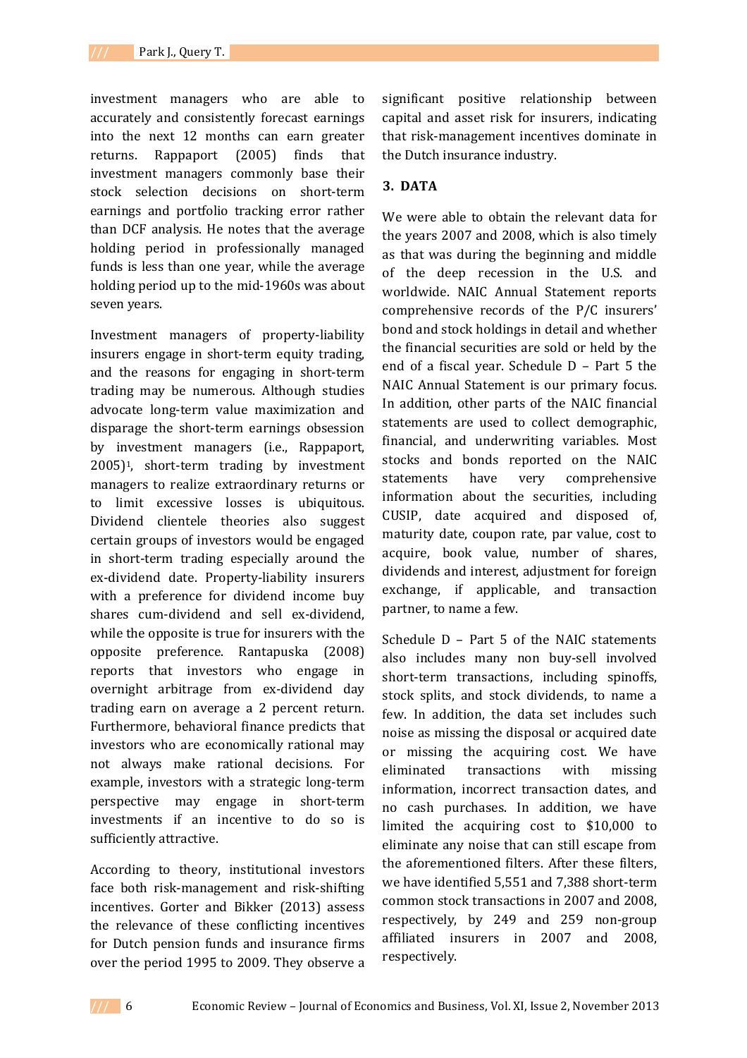investment managers who are able to accurately and consistently forecast earnings into the next 12 months can earn greater returns. Rappaport (2005) finds that investment managers commonly base their stock selection decisions on short-term earnings and portfolio tracking error rather than DCF analysis. He notes that the average holding period in professionally managed funds is less than one year, while the average holding period up to the mid-1960s was about seven years.

Investment managers of property-liability insurers engage in short-term equity trading, and the reasons for engaging in short-term trading may be numerous. Although studies advocate long-term value maximization and disparage the short-term earnings obsession by investment managers (i.e., Rappaport, 2005)[1], short-term trading by investment managers to realize extraordinary returns or to limit excessive losses is ubiquitous. Dividend clientele theories also suggest certain groups of investors would be engaged in short-term trading especially around the ex-dividend date. Property-liability insurers with a preference for dividend income buy shares cum-dividend and sell ex-dividend, while the opposite is true for insurers with the opposite preference. Rantapuska (2008) reports that investors who engage in overnight arbitrage from ex-dividend day trading earn on average a 2 percent return. Furthermore, behavioral finance predicts that investors who are economically rational may not always make rational decisions. For example, investors with a strategic long-term perspective may engage in short-term investments if an incentive to do so is sufficiently attractive.

According to theory, institutional investors face both risk-management and risk-shifting incentives. Gorter and Bikker (2013) assess the relevance of these conflicting incentives for Dutch pension funds and insurance firms over the period 1995 to 2009. They observe a significant positive relationship between capital and asset risk for insurers, indicating that risk-management incentives dominate in the Dutch insurance industry.

## 3. DATA

We were able to obtain the relevant data for the years 2007 and 2008, which is also timely as that was during the beginning and middle of the deep recession in the U.S. and worldwide. NAIC Annual Statement reports comprehensive records of the P/C insurers' bond and stock holdings in detail and whether the financial securities are sold or held by the end of a fiscal year. Schedule D – Part 5 the NAIC Annual Statement is our primary focus. In addition, other parts of the NAIC financial statements are used to collect demographic, financial, and underwriting variables. Most stocks and bonds reported on the NAIC statements have very comprehensive information about the securities, including CUSIP, date acquired and disposed of, maturity date, coupon rate, par value, cost to acquire, book value, number of shares, dividends and interest, adjustment for foreign exchange, if applicable, and transaction partner, to name a few.

Schedule D – Part 5 of the NAIC statements also includes many non buy-sell involved short-term transactions, including spinoffs, stock splits, and stock dividends, to name a few. In addition, the data set includes such noise as missing the disposal or acquired date or missing the acquiring cost. We have eliminated transactions with missing information, incorrect transaction dates, and no cash purchases. In addition, we have limited the acquiring cost to $10,000 to eliminate any noise that can still escape from the aforementioned filters. After these filters, we have identified 5,551 and 7,388 short-term common stock transactions in 2007 and 2008, respectively, by 249 and 259 non-group affiliated insurers in 2007 and 2008, respectively.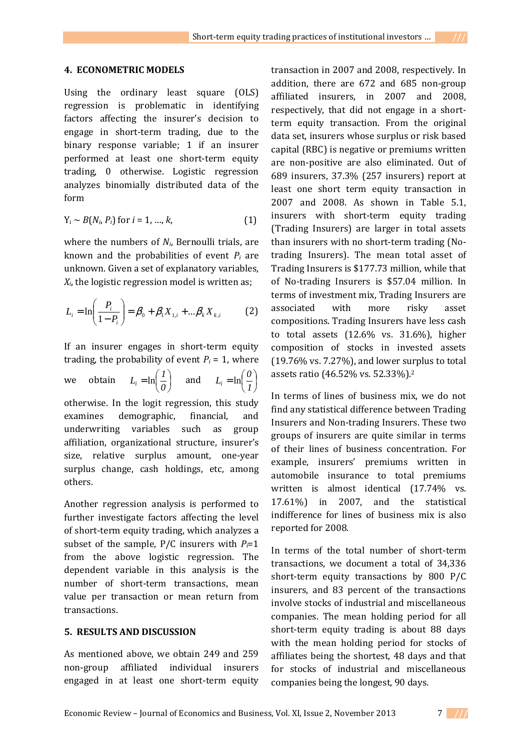## 4. ECONOMETRIC MODELS

Using the ordinary least square (OLS) regression is problematic in identifying factors affecting the insurer's decision to engage in short-term trading, due to the binary response variable; 1 if an insurer performed at least one short-term equity trading, 0 otherwise. Logistic regression analyzes binomially distributed data of the form

$$Y_i \sim B(N_i, P_i) \text{ for } i = 1, \ldots, k, \qquad (1)$$

where the numbers of $N_i$, Bernoulli trials, are known and the probabilities of event $P_i$ are unknown. Given a set of explanatory variables, $X_i$, the logistic regression model is written as;

$$L_i = \ln\left(\frac{P_i}{1-P_i}\right) = \beta_0 + \beta_1 X_{1,i} + \ldots \beta_k X_{k,i} \qquad (2)$$

If an insurer engages in short-term equity trading, the probability of event $P_i = 1$, where we obtain $L_i = \ln\left(\frac{1}{0}\right)$ and $L_i = \ln\left(\frac{0}{1}\right)$ otherwise. In the logit regression, this study examines demographic, financial, and underwriting variables such as group affiliation, organizational structure, insurer's size, relative surplus amount, one-year surplus change, cash holdings, etc, among others.

Another regression analysis is performed to further investigate factors affecting the level of short-term equity trading, which analyzes a subset of the sample, P/C insurers with $P_i$=1 from the above logistic regression. The dependent variable in this analysis is the number of short-term transactions, mean value per transaction or mean return from transactions.

## 5. RESULTS AND DISCUSSION

As mentioned above, we obtain 249 and 259 non-group affiliated individual insurers engaged in at least one short-term equity transaction in 2007 and 2008, respectively. In addition, there are 672 and 685 non-group affiliated insurers, in 2007 and 2008, respectively, that did not engage in a short-term equity transaction. From the original data set, insurers whose surplus or risk based capital (RBC) is negative or premiums written are non-positive are also eliminated. Out of 689 insurers, 37.3% (257 insurers) report at least one short term equity transaction in 2007 and 2008. As shown in Table 5.1, insurers with short-term equity trading (Trading Insurers) are larger in total assets than insurers with no short-term trading (No-trading Insurers). The mean total asset of Trading Insurers is $177.73 million, while that of No-trading Insurers is $57.04 million. In terms of investment mix, Trading Insurers are associated with more risky asset compositions. Trading Insurers have less cash to total assets (12.6% vs. 31.6%), higher composition of stocks in invested assets (19.76% vs. 7.27%), and lower surplus to total assets ratio (46.52% vs. 52.33%).[2]

In terms of lines of business mix, we do not find any statistical difference between Trading Insurers and Non-trading Insurers. These two groups of insurers are quite similar in terms of their lines of business concentration. For example, insurers' premiums written in automobile insurance to total premiums written is almost identical (17.74% vs. 17.61%) in 2007, and the statistical indifference for lines of business mix is also reported for 2008.

In terms of the total number of short-term transactions, we document a total of 34,336 short-term equity transactions by 800 P/C insurers, and 83 percent of the transactions involve stocks of industrial and miscellaneous companies. The mean holding period for all short-term equity trading is about 88 days with the mean holding period for stocks of affiliates being the shortest, 48 days and that for stocks of industrial and miscellaneous companies being the longest, 90 days.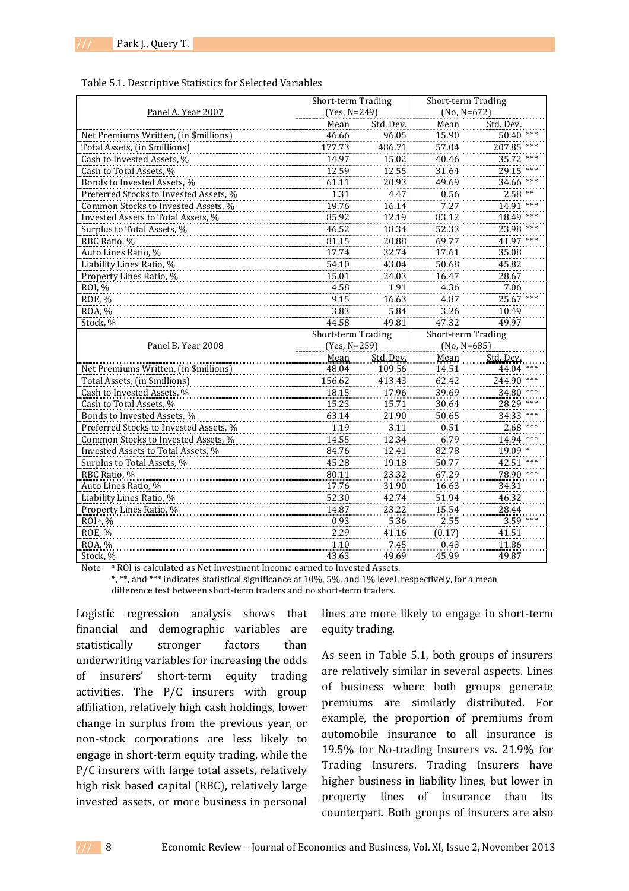Table 5.1. Descriptive Statistics for Selected Variables

| Panel A. Year 2007 | Short-term Trading (Yes, N=249) | | Short-term Trading (No, N=672) | |
|---|---|---|---|---|
| | Mean | Std. Dev. | Mean | Std. Dev. |
| Net Premiums Written, (in $millions) | 46.66 | 96.05 | 15.90 | 50.40 *** |
| Total Assets, (in $millions) | 177.73 | 486.71 | 57.04 | 207.85 *** |
| Cash to Invested Assets, % | 14.97 | 15.02 | 40.46 | 35.72 *** |
| Cash to Total Assets, % | 12.59 | 12.55 | 31.64 | 29.15 *** |
| Bonds to Invested Assets, % | 61.11 | 20.93 | 49.69 | 34.66 *** |
| Preferred Stocks to Invested Assets, % | 1.31 | 4.47 | 0.56 | 2.58 ** |
| Common Stocks to Invested Assets, % | 19.76 | 16.14 | 7.27 | 14.91 *** |
| Invested Assets to Total Assets, % | 85.92 | 12.19 | 83.12 | 18.49 *** |
| Surplus to Total Assets, % | 46.52 | 18.34 | 52.33 | 23.98 *** |
| RBC Ratio, % | 81.15 | 20.88 | 69.77 | 41.97 *** |
| Auto Lines Ratio, % | 17.74 | 32.74 | 17.61 | 35.08 |
| Liability Lines Ratio, % | 54.10 | 43.04 | 50.68 | 45.82 |
| Property Lines Ratio, % | 15.01 | 24.03 | 16.47 | 28.67 |
| ROI, % | 4.58 | 1.91 | 4.36 | 7.06 |
| ROE, % | 9.15 | 16.63 | 4.87 | 25.67 *** |
| ROA, % | 3.83 | 5.84 | 3.26 | 10.49 |
| Stock, % | 44.58 | 49.81 | 47.32 | 49.97 |
| **Panel B. Year 2008** | **Short-term Trading (Yes, N=259)** | | **Short-term Trading (No, N=685)** | |
| | Mean | Std. Dev. | Mean | Std. Dev. |
| Net Premiums Written, (in $millions) | 48.04 | 109.56 | 14.51 | 44.04 *** |
| Total Assets, (in $millions) | 156.62 | 413.43 | 62.42 | 244.90 *** |
| Cash to Invested Assets, % | 18.15 | 17.96 | 39.69 | 34.80 *** |
| Cash to Total Assets, % | 15.23 | 15.71 | 30.64 | 28.29 *** |
| Bonds to Invested Assets, % | 63.14 | 21.90 | 50.65 | 34.33 *** |
| Preferred Stocks to Invested Assets, % | 1.19 | 3.11 | 0.51 | 2.68 *** |
| Common Stocks to Invested Assets, % | 14.55 | 12.34 | 6.79 | 14.94 *** |
| Invested Assets to Total Assets, % | 84.76 | 12.41 | 82.78 | 19.09 * |
| Surplus to Total Assets, % | 45.28 | 19.18 | 50.77 | 42.51 *** |
| RBC Ratio, % | 80.11 | 23.32 | 67.29 | 78.90 *** |
| Auto Lines Ratio, % | 17.76 | 31.90 | 16.63 | 34.31 |
| Liability Lines Ratio, % | 52.30 | 42.74 | 51.94 | 46.32 |
| Property Lines Ratio, % | 14.87 | 23.22 | 15.54 | 28.44 |
| ROI[a], % | 0.93 | 5.36 | 2.55 | 3.59 *** |
| ROE, % | 2.29 | 41.16 | (0.17) | 41.51 |
| ROA, % | 1.10 | 7.45 | 0.43 | 11.86 |
| Stock, % | 43.63 | 49.69 | 45.99 | 49.87 |

Note [a] ROI is calculated as Net Investment Income earned to Invested Assets.
*, **, and *** indicates statistical significance at 10%, 5%, and 1% level, respectively, for a mean difference test between short-term traders and no short-term traders.

Logistic regression analysis shows that financial and demographic variables are statistically stronger factors than underwriting variables for increasing the odds of insurers' short-term equity trading activities. The P/C insurers with group affiliation, relatively high cash holdings, lower change in surplus from the previous year, or non-stock corporations are less likely to engage in short-term equity trading, while the P/C insurers with large total assets, relatively high risk based capital (RBC), relatively large invested assets, or more business in personal lines are more likely to engage in short-term equity trading.

As seen in Table 5.1, both groups of insurers are relatively similar in several aspects. Lines of business where both groups generate premiums are similarly distributed. For example, the proportion of premiums from automobile insurance to all insurance is 19.5% for No-trading Insurers vs. 21.9% for Trading Insurers. Trading Insurers have higher business in liability lines, but lower in property lines of insurance than its counterpart. Both groups of insurers are also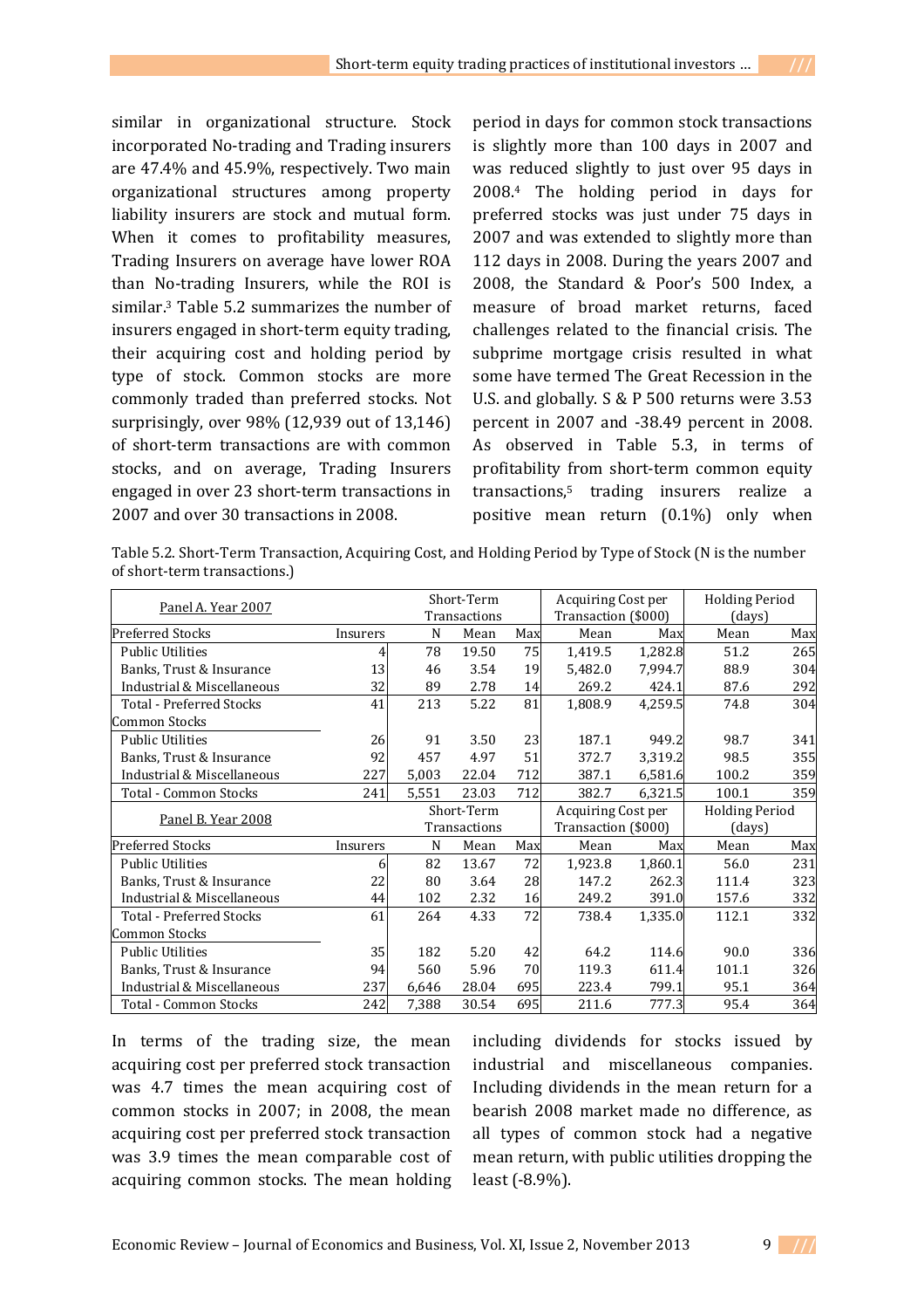similar in organizational structure. Stock incorporated No-trading and Trading insurers are 47.4% and 45.9%, respectively. Two main organizational structures among property liability insurers are stock and mutual form. When it comes to profitability measures, Trading Insurers on average have lower ROA than No-trading Insurers, while the ROI is similar.[3] Table 5.2 summarizes the number of insurers engaged in short-term equity trading, their acquiring cost and holding period by type of stock. Common stocks are more commonly traded than preferred stocks. Not surprisingly, over 98% (12,939 out of 13,146) of short-term transactions are with common stocks, and on average, Trading Insurers engaged in over 23 short-term transactions in 2007 and over 30 transactions in 2008.

Table 5.2. Short-Term Transaction, Acquiring Cost, and Holding Period by Type of Stock (N is the number of short-term transactions.)

| Panel A. Year 2007 | | Short-Term Transactions | | | Acquiring Cost per Transaction ($000) | | Holding Period (days) | |
|---|---|---|---|---|---|---|---|---|
| Preferred Stocks | Insurers | N | Mean | Max | Mean | Max | Mean | Max |
| Public Utilities | 4 | 78 | 19.50 | 75 | 1,419.5 | 1,282.8 | 51.2 | 265 |
| Banks, Trust & Insurance | 13 | 46 | 3.54 | 19 | 5,482.0 | 7,994.7 | 88.9 | 304 |
| Industrial & Miscellaneous | 32 | 89 | 2.78 | 14 | 269.2 | 424.1 | 87.6 | 292 |
| Total - Preferred Stocks | 41 | 213 | 5.22 | 81 | 1,808.9 | 4,259.5 | 74.8 | 304 |
| Common Stocks | | | | | | | | |
| Public Utilities | 26 | 91 | 3.50 | 23 | 187.1 | 949.2 | 98.7 | 341 |
| Banks, Trust & Insurance | 92 | 457 | 4.97 | 51 | 372.7 | 3,319.2 | 98.5 | 355 |
| Industrial & Miscellaneous | 227 | 5,003 | 22.04 | 712 | 387.1 | 6,581.6 | 100.2 | 359 |
| Total - Common Stocks | 241 | 5,551 | 23.03 | 712 | 382.7 | 6,321.5 | 100.1 | 359 |
| **Panel B. Year 2008** | | Short-Term Transactions | | | Acquiring Cost per Transaction ($000) | | Holding Period (days) | |
| Preferred Stocks | Insurers | N | Mean | Max | Mean | Max | Mean | Max |
| Public Utilities | 6 | 82 | 13.67 | 72 | 1,923.8 | 1,860.1 | 56.0 | 231 |
| Banks, Trust & Insurance | 22 | 80 | 3.64 | 28 | 147.2 | 262.3 | 111.4 | 323 |
| Industrial & Miscellaneous | 44 | 102 | 2.32 | 16 | 249.2 | 391.0 | 157.6 | 332 |
| Total - Preferred Stocks | 61 | 264 | 4.33 | 72 | 738.4 | 1,335.0 | 112.1 | 332 |
| Common Stocks | | | | | | | | |
| Public Utilities | 35 | 182 | 5.20 | 42 | 64.2 | 114.6 | 90.0 | 336 |
| Banks, Trust & Insurance | 94 | 560 | 5.96 | 70 | 119.3 | 611.4 | 101.1 | 326 |
| Industrial & Miscellaneous | 237 | 6,646 | 28.04 | 695 | 223.4 | 799.1 | 95.1 | 364 |
| Total - Common Stocks | 242 | 7,388 | 30.54 | 695 | 211.6 | 777.3 | 95.4 | 364 |

In terms of the trading size, the mean acquiring cost per preferred stock transaction was 4.7 times the mean acquiring cost of common stocks in 2007; in 2008, the mean acquiring cost per preferred stock transaction was 3.9 times the mean comparable cost of acquiring common stocks. The mean holding period in days for common stock transactions is slightly more than 100 days in 2007 and was reduced slightly to just over 95 days in 2008.[4] The holding period in days for preferred stocks was just under 75 days in 2007 and was extended to slightly more than 112 days in 2008. During the years 2007 and 2008, the Standard & Poor's 500 Index, a measure of broad market returns, faced challenges related to the financial crisis. The subprime mortgage crisis resulted in what some have termed The Great Recession in the U.S. and globally. S & P 500 returns were 3.53 percent in 2007 and -38.49 percent in 2008. As observed in Table 5.3, in terms of profitability from short-term common equity transactions,[5] trading insurers realize a positive mean return (0.1%) only when including dividends for stocks issued by industrial and miscellaneous companies. Including dividends in the mean return for a bearish 2008 market made no difference, as all types of common stock had a negative mean return, with public utilities dropping the least (-8.9%).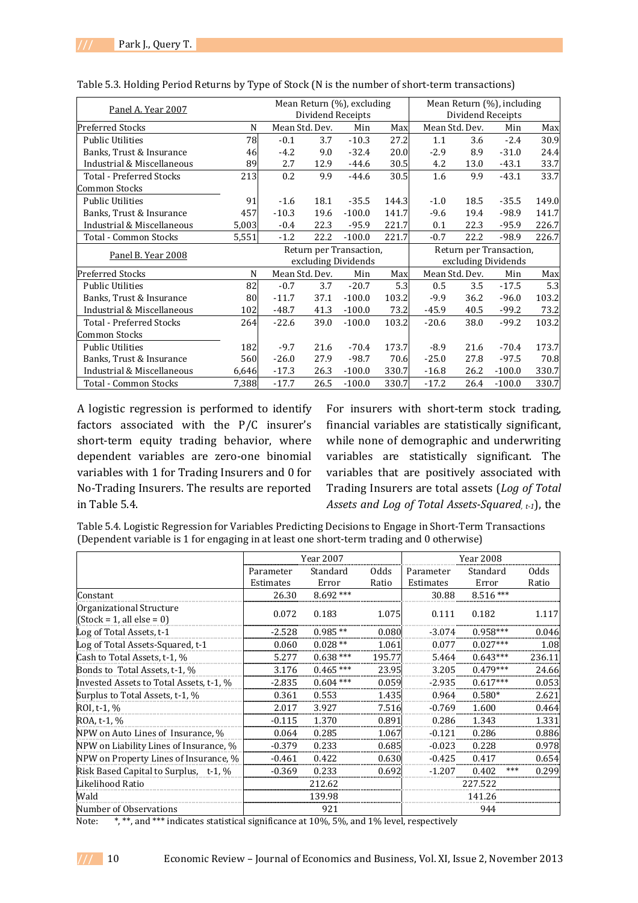Table 5.3. Holding Period Returns by Type of Stock (N is the number of short-term transactions)

| Panel A. Year 2007 | | Mean Return (%), excluding Dividend Receipts | | | | Mean Return (%), including Dividend Receipts | | | |
|---|---|---|---|---|---|---|---|---|---|
| Preferred Stocks | N | Mean | Std. Dev. | Min | Max | Mean | Std. Dev. | Min | Max |
| Public Utilities | 78 | -0.1 | 3.7 | -10.3 | 27.2 | 1.1 | 3.6 | -2.4 | 30.9 |
| Banks, Trust & Insurance | 46 | -4.2 | 9.0 | -32.4 | 20.0 | -2.9 | 8.9 | -31.0 | 24.4 |
| Industrial & Miscellaneous | 89 | 2.7 | 12.9 | -44.6 | 30.5 | 4.2 | 13.0 | -43.1 | 33.7 |
| Total - Preferred Stocks | 213 | 0.2 | 9.9 | -44.6 | 30.5 | 1.6 | 9.9 | -43.1 | 33.7 |
| Common Stocks | | | | | | | | | |
| Public Utilities | 91 | -1.6 | 18.1 | -35.5 | 144.3 | -1.0 | 18.5 | -35.5 | 149.0 |
| Banks, Trust & Insurance | 457 | -10.3 | 19.6 | -100.0 | 141.7 | -9.6 | 19.4 | -98.9 | 141.7 |
| Industrial & Miscellaneous | 5,003 | -0.4 | 22.3 | -95.9 | 221.7 | 0.1 | 22.3 | -95.9 | 226.7 |
| Total - Common Stocks | 5,551 | -1.2 | 22.2 | -100.0 | 221.7 | -0.7 | 22.2 | -98.9 | 226.7 |
| Panel B. Year 2008 | | Return per Transaction, excluding Dividends | | | | Return per Transaction, excluding Dividends | | | |
| Preferred Stocks | N | Mean | Std. Dev. | Min | Max | Mean | Std. Dev. | Min | Max |
| Public Utilities | 82 | -0.7 | 3.7 | -20.7 | 5.3 | 0.5 | 3.5 | -17.5 | 5.3 |
| Banks, Trust & Insurance | 80 | -11.7 | 37.1 | -100.0 | 103.2 | -9.9 | 36.2 | -96.0 | 103.2 |
| Industrial & Miscellaneous | 102 | -48.7 | 41.3 | -100.0 | 73.2 | -45.9 | 40.5 | -99.2 | 73.2 |
| Total - Preferred Stocks | 264 | -22.6 | 39.0 | -100.0 | 103.2 | -20.6 | 38.0 | -99.2 | 103.2 |
| Common Stocks | | | | | | | | | |
| Public Utilities | 182 | -9.7 | 21.6 | -70.4 | 173.7 | -8.9 | 21.6 | -70.4 | 173.7 |
| Banks, Trust & Insurance | 560 | -26.0 | 27.9 | -98.7 | 70.6 | -25.0 | 27.8 | -97.5 | 70.8 |
| Industrial & Miscellaneous | 6,646 | -17.3 | 26.3 | -100.0 | 330.7 | -16.8 | 26.2 | -100.0 | 330.7 |
| Total - Common Stocks | 7,388 | -17.7 | 26.5 | -100.0 | 330.7 | -17.2 | 26.4 | -100.0 | 330.7 |

A logistic regression is performed to identify factors associated with the P/C insurer's short-term equity trading behavior, where dependent variables are zero-one binomial variables with 1 for Trading Insurers and 0 for No-Trading Insurers. The results are reported in Table 5.4.

For insurers with short-term stock trading, financial variables are statistically significant, while none of demographic and underwriting variables are statistically significant. The variables that are positively associated with Trading Insurers are total assets (*Log of Total Assets and Log of Total Assets-Squared*, $_{t-1}$), the

Table 5.4. Logistic Regression for Variables Predicting Decisions to Engage in Short-Term Transactions (Dependent variable is 1 for engaging in at least one short-term trading and 0 otherwise)

| | Year 2007 | | | Year 2008 | | |
|---|---|---|---|---|---|---|
| | Parameter Estimates | Standard Error | Odds Ratio | Parameter Estimates | Standard Error | Odds Ratio |
| Constant | 26.30 | 8.692 *** | | 30.88 | 8.516 *** | |
| Organizational Structure (Stock = 1, all else = 0) | 0.072 | 0.183 | 1.075 | 0.111 | 0.182 | 1.117 |
| Log of Total Assets, t-1 | -2.528 | 0.985 ** | 0.080 | -3.074 | 0.958*** | 0.046 |
| Log of Total Assets-Squared, t-1 | 0.060 | 0.028 ** | 1.061 | 0.077 | 0.027*** | 1.08 |
| Cash to Total Assets, t-1, % | 5.277 | 0.638 *** | 195.77 | 5.464 | 0.643*** | 236.11 |
| Bonds to Total Assets, t-1, % | 3.176 | 0.465 *** | 23.95 | 3.205 | 0.479*** | 24.66 |
| Invested Assets to Total Assets, t-1, % | -2.835 | 0.604 *** | 0.059 | -2.935 | 0.617*** | 0.053 |
| Surplus to Total Assets, t-1, % | 0.361 | 0.553 | 1.435 | 0.964 | 0.580* | 2.621 |
| ROI, t-1, % | 2.017 | 3.927 | 7.516 | -0.769 | 1.600 | 0.464 |
| ROA, t-1, % | -0.115 | 1.370 | 0.891 | 0.286 | 1.343 | 1.331 |
| NPW on Auto Lines of Insurance, % | 0.064 | 0.285 | 1.067 | -0.121 | 0.286 | 0.886 |
| NPW on Liability Lines of Insurance, % | -0.379 | 0.233 | 0.685 | -0.023 | 0.228 | 0.978 |
| NPW on Property Lines of Insurance, % | -0.461 | 0.422 | 0.630 | -0.425 | 0.417 | 0.654 |
| Risk Based Capital to Surplus, t-1, % | -0.369 | 0.233 | 0.692 | -1.207 | 0.402 *** | 0.299 |
| Likelihood Ratio | | 212.62 | | | 227.522 | |
| Wald | | 139.98 | | | 141.26 | |
| Number of Observations | | 921 | | | 944 | |

Note: *, **, and *** indicates statistical significance at 10%, 5%, and 1% level, respectively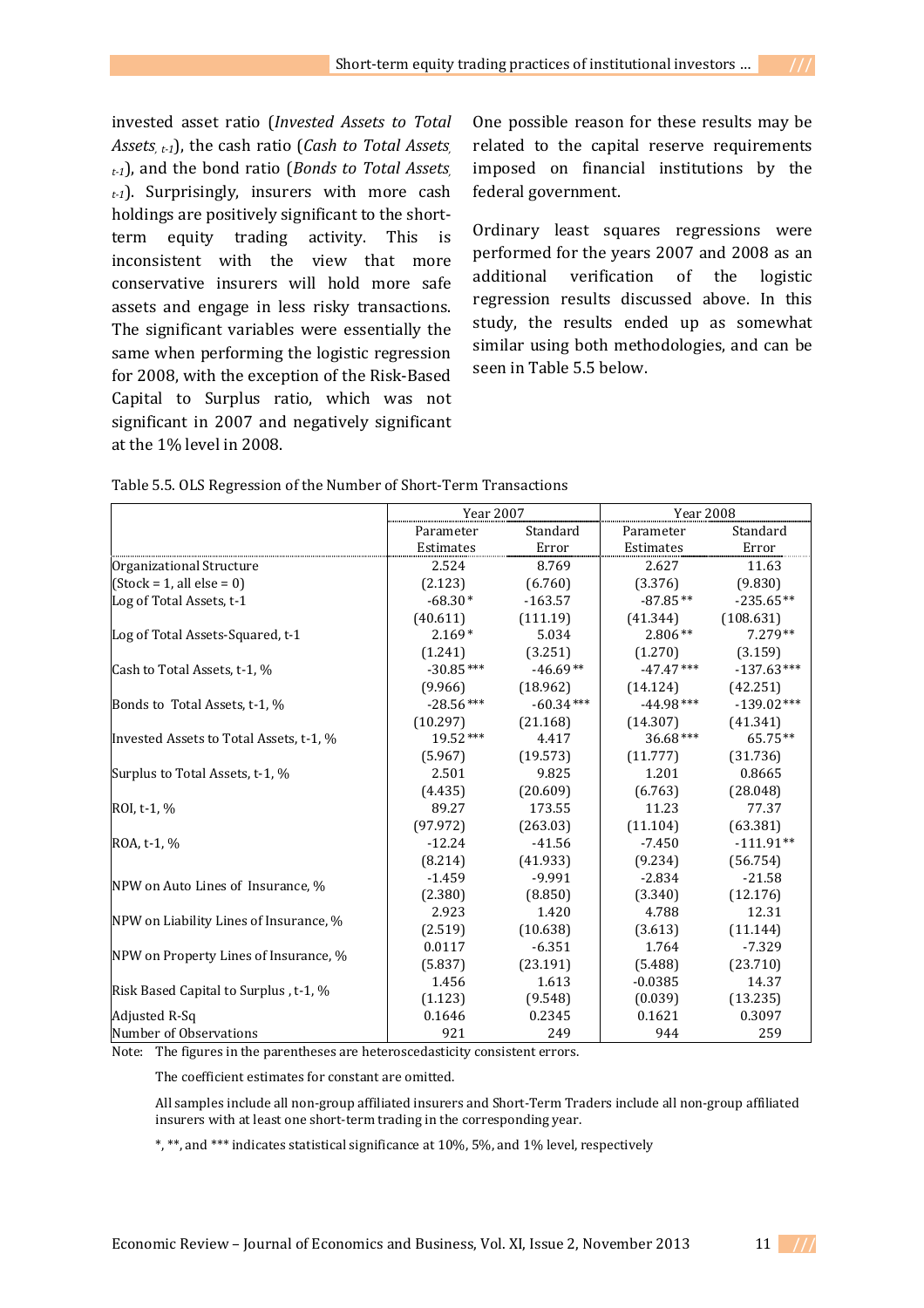invested asset ratio (*Invested Assets to Total Assets*$_{, t-1}$), the cash ratio (*Cash to Total Assets*$_{, t-1}$), and the bond ratio (*Bonds to Total Assets*$_{, t-1}$). Surprisingly, insurers with more cash holdings are positively significant to the short-term equity trading activity. This is inconsistent with the view that more conservative insurers will hold more safe assets and engage in less risky transactions. The significant variables were essentially the same when performing the logistic regression for 2008, with the exception of the Risk-Based Capital to Surplus ratio, which was not significant in 2007 and negatively significant at the 1% level in 2008.

One possible reason for these results may be related to the capital reserve requirements imposed on financial institutions by the federal government.

Ordinary least squares regressions were performed for the years 2007 and 2008 as an additional verification of the logistic regression results discussed above. In this study, the results ended up as somewhat similar using both methodologies, and can be seen in Table 5.5 below.

Table 5.5. OLS Regression of the Number of Short-Term Transactions

| | Year 2007 | | Year 2008 | |
|---|---|---|---|---|
| | Parameter Estimates | Standard Error | Parameter Estimates | Standard Error |
| Organizational Structure | 2.524 | 8.769 | 2.627 | 11.63 |
| (Stock = 1, all else = 0) | (2.123) | (6.760) | (3.376) | (9.830) |
| Log of Total Assets, t-1 | -68.30* | -163.57 | -87.85** | -235.65** |
| | (40.611) | (111.19) | (41.344) | (108.631) |
| Log of Total Assets-Squared, t-1 | 2.169* | 5.034 | 2.806** | 7.279** |
| | (1.241) | (3.251) | (1.270) | (3.159) |
| Cash to Total Assets, t-1, % | -30.85*** | -46.69** | -47.47*** | -137.63*** |
| | (9.966) | (18.962) | (14.124) | (42.251) |
| Bonds to Total Assets, t-1, % | -28.56*** | -60.34*** | -44.98*** | -139.02*** |
| | (10.297) | (21.168) | (14.307) | (41.341) |
| Invested Assets to Total Assets, t-1, % | 19.52*** | 4.417 | 36.68*** | 65.75** |
| | (5.967) | (19.573) | (11.777) | (31.736) |
| Surplus to Total Assets, t-1, % | 2.501 | 9.825 | 1.201 | 0.8665 |
| | (4.435) | (20.609) | (6.763) | (28.048) |
| ROI, t-1, % | 89.27 | 173.55 | 11.23 | 77.37 |
| | (97.972) | (263.03) | (11.104) | (63.381) |
| ROA, t-1, % | -12.24 | -41.56 | -7.450 | -111.91** |
| | (8.214) | (41.933) | (9.234) | (56.754) |
| NPW on Auto Lines of Insurance, % | -1.459 | -9.991 | -2.834 | -21.58 |
| | (2.380) | (8.850) | (3.340) | (12.176) |
| NPW on Liability Lines of Insurance, % | 2.923 | 1.420 | 4.788 | 12.31 |
| | (2.519) | (10.638) | (3.613) | (11.144) |
| NPW on Property Lines of Insurance, % | 0.0117 | -6.351 | 1.764 | -7.329 |
| | (5.837) | (23.191) | (5.488) | (23.710) |
| Risk Based Capital to Surplus, t-1, % | 1.456 | 1.613 | -0.0385 | 14.37 |
| | (1.123) | (9.548) | (0.039) | (13.235) |
| Adjusted R-Sq | 0.1646 | 0.2345 | 0.1621 | 0.3097 |
| Number of Observations | 921 | 249 | 944 | 259 |

Note: The figures in the parentheses are heteroscedasticity consistent errors.

The coefficient estimates for constant are omitted.

All samples include all non-group affiliated insurers and Short-Term Traders include all non-group affiliated insurers with at least one short-term trading in the corresponding year.

*, **, and *** indicates statistical significance at 10%, 5%, and 1% level, respectively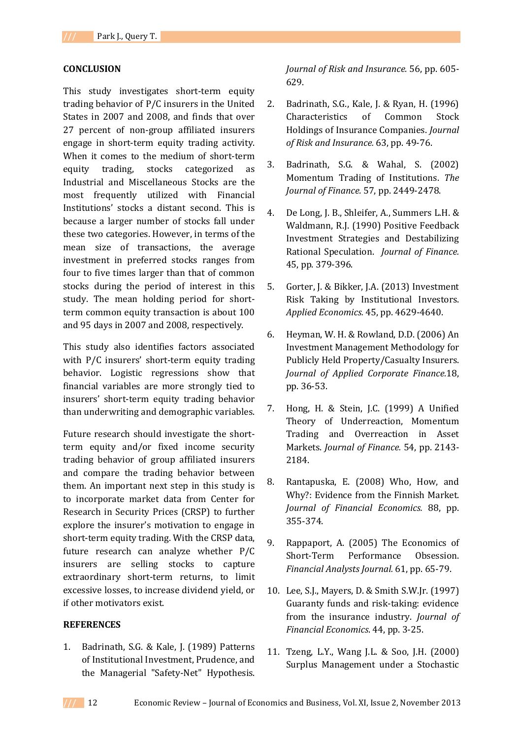## CONCLUSION

This study investigates short-term equity trading behavior of P/C insurers in the United States in 2007 and 2008, and finds that over 27 percent of non-group affiliated insurers engage in short-term equity trading activity. When it comes to the medium of short-term equity trading, stocks categorized as Industrial and Miscellaneous Stocks are the most frequently utilized with Financial Institutions' stocks a distant second. This is because a larger number of stocks fall under these two categories. However, in terms of the mean size of transactions, the average investment in preferred stocks ranges from four to five times larger than that of common stocks during the period of interest in this study. The mean holding period for short-term common equity transaction is about 100 and 95 days in 2007 and 2008, respectively.

This study also identifies factors associated with P/C insurers' short-term equity trading behavior. Logistic regressions show that financial variables are more strongly tied to insurers' short-term equity trading behavior than underwriting and demographic variables.

Future research should investigate the short-term equity and/or fixed income security trading behavior of group affiliated insurers and compare the trading behavior between them. An important next step in this study is to incorporate market data from Center for Research in Security Prices (CRSP) to further explore the insurer's motivation to engage in short-term equity trading. With the CRSP data, future research can analyze whether P/C insurers are selling stocks to capture extraordinary short-term returns, to limit excessive losses, to increase dividend yield, or if other motivators exist.

## REFERENCES

1. Badrinath, S.G. & Kale, J. (1989) Patterns of Institutional Investment, Prudence, and the Managerial "Safety-Net" Hypothesis. *Journal of Risk and Insurance.* 56, pp. 605-629.

2. Badrinath, S.G., Kale, J. & Ryan, H. (1996) Characteristics of Common Stock Holdings of Insurance Companies. *Journal of Risk and Insurance.* 63, pp. 49-76.

3. Badrinath, S.G. & Wahal, S. (2002) Momentum Trading of Institutions. *The Journal of Finance.* 57, pp. 2449-2478.

4. De Long, J. B., Shleifer, A., Summers L.H. & Waldmann, R.J. (1990) Positive Feedback Investment Strategies and Destabilizing Rational Speculation. *Journal of Finance.* 45, pp. 379-396.

5. Gorter, J. & Bikker, J.A. (2013) Investment Risk Taking by Institutional Investors. *Applied Economics.* 45, pp. 4629-4640.

6. Heyman, W. H. & Rowland, D.D. (2006) An Investment Management Methodology for Publicly Held Property/Casualty Insurers. *Journal of Applied Corporate Finance.*18, pp. 36-53.

7. Hong, H. & Stein, J.C. (1999) A Unified Theory of Underreaction, Momentum Trading and Overreaction in Asset Markets. *Journal of Finance.* 54, pp. 2143-2184.

8. Rantapuska, E. (2008) Who, How, and Why?: Evidence from the Finnish Market. *Journal of Financial Economics.* 88, pp. 355-374.

9. Rappaport, A. (2005) The Economics of Short-Term Performance Obsession. *Financial Analysts Journal.* 61, pp. 65-79.

10. Lee, S.J., Mayers, D. & Smith S.W.Jr. (1997) Guaranty funds and risk-taking: evidence from the insurance industry. *Journal of Financial Economics.* 44, pp. 3-25.

11. Tzeng, L.Y., Wang J.L. & Soo, J.H. (2000) Surplus Management under a Stochastic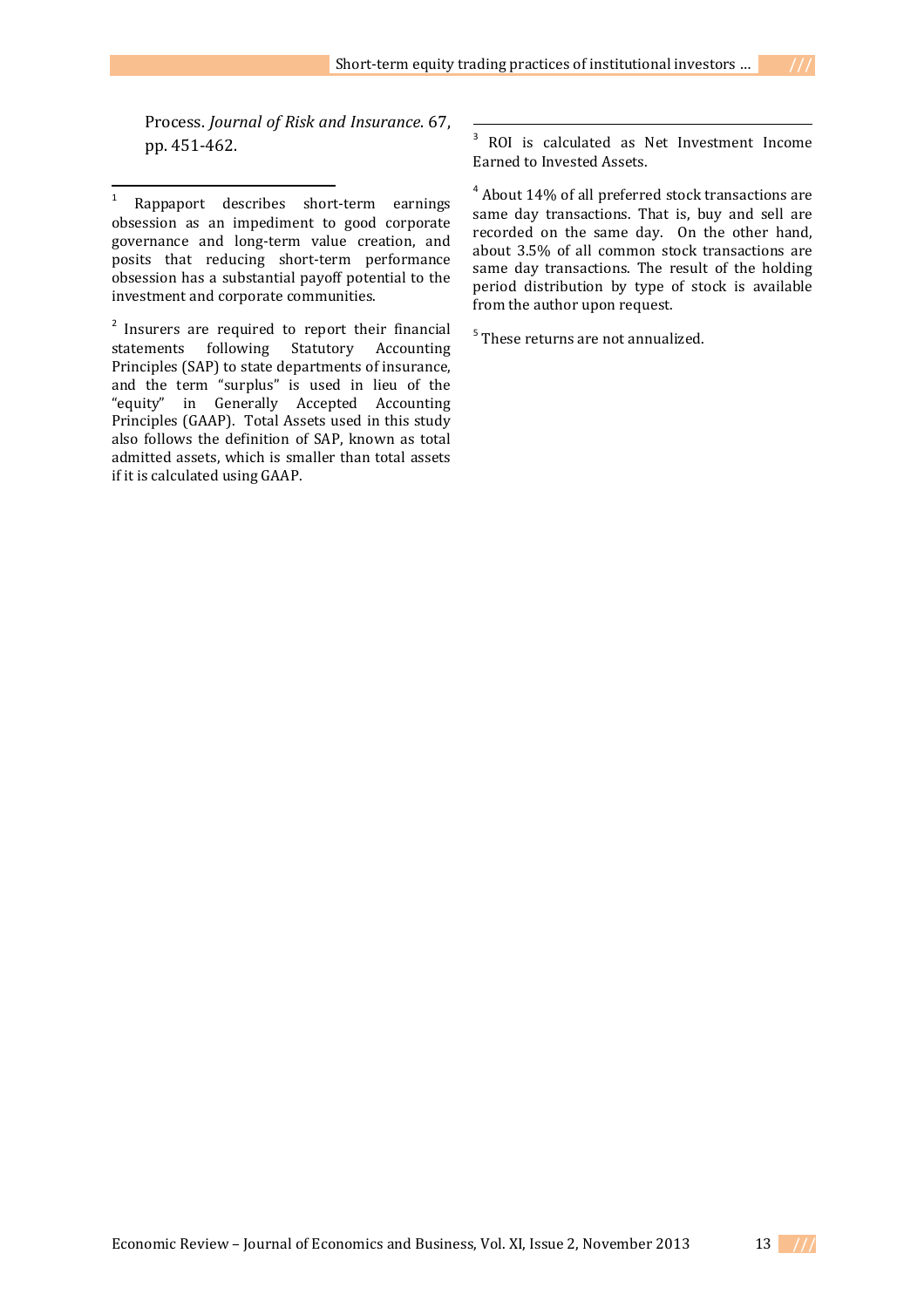Process. *Journal of Risk and Insurance*. 67, pp. 451-462.

---

[1] Rappaport describes short-term earnings obsession as an impediment to good corporate governance and long-term value creation, and posits that reducing short-term performance obsession has a substantial payoff potential to the investment and corporate communities.

[2] Insurers are required to report their financial statements following Statutory Accounting Principles (SAP) to state departments of insurance, and the term "surplus" is used in lieu of the "equity" in Generally Accepted Accounting Principles (GAAP). Total Assets used in this study also follows the definition of SAP, known as total admitted assets, which is smaller than total assets if it is calculated using GAAP.

[3] ROI is calculated as Net Investment Income Earned to Invested Assets.

[4] About 14% of all preferred stock transactions are same day transactions. That is, buy and sell are recorded on the same day. On the other hand, about 3.5% of all common stock transactions are same day transactions. The result of the holding period distribution by type of stock is available from the author upon request.

[5] These returns are not annualized.